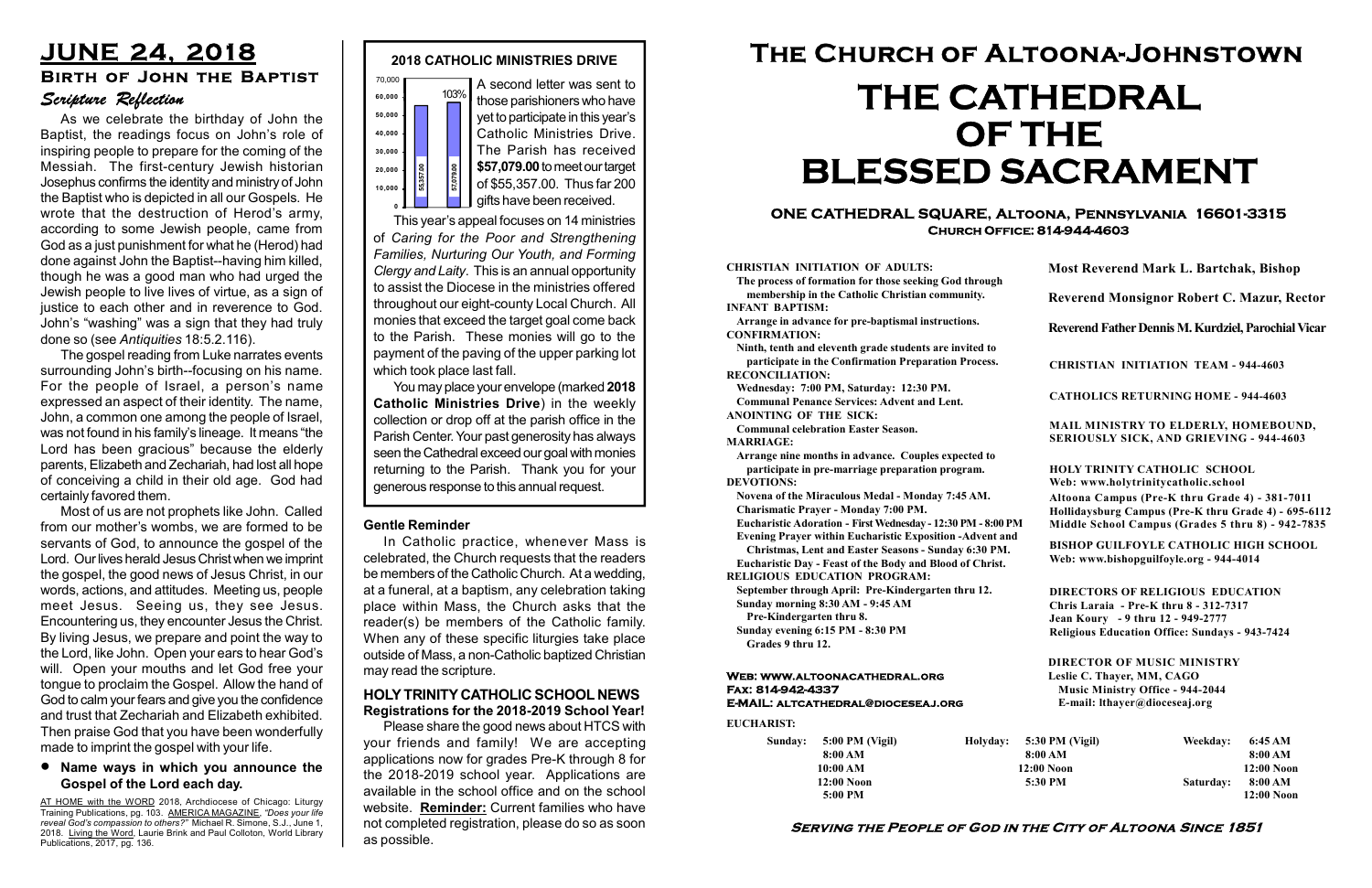# JUNE 24, 2018

## Birth of John the Baptist

### *Scripture Reflection*

As we celebrate the birthday of John the Baptist, the readings focus on John's role of inspiring people to prepare for the coming of the Messiah. The first-century Jewish historian Josephus confirms the identity and ministry of John the Baptist who is depicted in all our Gospels. He wrote that the destruction of Herod's army, according to some Jewish people, came from God as a just punishment for what he (Herod) had done against John the Baptist--having him killed, though he was a good man who had urged the Jewish people to live lives of virtue, as a sign of justice to each other and in reverence to God. John's "washing" was a sign that they had truly done so (see *Antiquities* 18:5.2.116).

The gospel reading from Luke narrates events surrounding John's birth--focusing on his name. For the people of Israel, a person's name expressed an aspect of their identity. The name, John, a common one among the people of Israel, was not found in his family's lineage. It means "the Lord has been gracious" because the elderly parents, Elizabeth and Zechariah, had lost all hope of conceiving a child in their old age. God had certainly favored them.

Most of us are not prophets like John. Called from our mother's wombs, we are formed to be servants of God, to announce the gospel of the Lord. Our lives herald Jesus Christ when we imprint the gospel, the good news of Jesus Christ, in our words, actions, and attitudes. Meeting us, people meet Jesus. Seeing us, they see Jesus. Encountering us, they encounter Jesus the Christ. By living Jesus, we prepare and point the way to the Lord, like John. Open your ears to hear God's will. Open your mouths and let God free your tongue to proclaim the Gospel. Allow the hand of God to calm your fears and give you the confidence and trust that Zechariah and Elizabeth exhibited. Then praise God that you have been wonderfully made to imprint the gospel with your life.

- **Name ways in which you announce the Gospel of the Lord each day.**

AT HOME with the WORD 2018, Archdiocese of Chicago: Liturgy Training Publications, pg. 103. AMERICA MAGAZINE, *"Does your life reveal God's compassion to others?"* Michael R. Simone, S.J., June 1, 2018. Living the Word, Laurie Brink and Paul Colloton, World Library Publications, 2017, pg. 136.

## 2018 CATHOLIC MINISTRIES DRIVE

(Chart: target 55,357.00; received 57,079.00; 103%)

A second letter was sent to those parishioners who have yet to participate in this year's Catholic Ministries Drive. The Parish has received **$57,079.00** to meet our target of $55,357.00. Thus far 200 gifts have been received.

This year's appeal focuses on 14 ministries of *Caring for the Poor and Strengthening Families, Nurturing Our Youth, and Forming Clergy and Laity*. This is an annual opportunity to assist the Diocese in the ministries offered throughout our eight-county Local Church. All monies that exceed the target goal come back to the Parish. These monies will go to the payment of the paving of the upper parking lot which took place last fall.

You may place your envelope (marked **2018 Catholic Ministries Drive**) in the weekly collection or drop off at the parish office in the Parish Center. Your past generosity has always seen the Cathedral exceed our goal with monies returning to the Parish. Thank you for your generous response to this annual request.

### Gentle Reminder

In Catholic practice, whenever Mass is celebrated, the Church requests that the readers be members of the Catholic Church. At a wedding, at a funeral, at a baptism, any celebration taking place within Mass, the Church asks that the reader(s) be members of the Catholic family. When any of these specific liturgies take place outside of Mass, a non-Catholic baptized Christian may read the scripture.

### HOLY TRINITY CATHOLIC SCHOOL NEWS
**Registrations for the 2018-2019 School Year!**

Please share the good news about HTCS with your friends and family! We are accepting applications now for grades Pre-K through 8 for the 2018-2019 school year. Applications are available in the school office and on the school website. **Reminder:** Current families who have not completed registration, please do so as soon as possible.

# The Church of Altoona-Johnstown
# THE CATHEDRAL OF THE BLESSED SACRAMENT

**ONE CATHEDRAL SQUARE, Altoona, Pennsylvania 16601-3315**
**Church Office: 814-944-4603**

**CHRISTIAN INITIATION OF ADULTS:**
The process of formation for those seeking God through membership in the Catholic Christian community.
**INFANT BAPTISM:**
Arrange in advance for pre-baptismal instructions.
**CONFIRMATION:**
Ninth, tenth and eleventh grade students are invited to participate in the Confirmation Preparation Process.
**RECONCILIATION:**
Wednesday: 7:00 PM, Saturday: 12:30 PM.
Communal Penance Services: Advent and Lent.
**ANOINTING OF THE SICK:**
Communal celebration Easter Season.
**MARRIAGE:**
Arrange nine months in advance. Couples expected to participate in pre-marriage preparation program.
**DEVOTIONS:**
Novena of the Miraculous Medal - Monday 7:45 AM.
Charismatic Prayer - Monday 7:00 PM.
Eucharistic Adoration - First Wednesday - 12:30 PM - 8:00 PM
Evening Prayer within Eucharistic Exposition -Advent and Christmas, Lent and Easter Seasons - Sunday 6:30 PM.
Eucharistic Day - Feast of the Body and Blood of Christ.
**RELIGIOUS EDUCATION PROGRAM:**
September through April: Pre-Kindergarten thru 12.
Sunday morning 8:30 AM - 9:45 AM
Pre-Kindergarten thru 8.
Sunday evening 6:15 PM - 8:30 PM
Grades 9 thru 12.

**Most Reverend Mark L. Bartchak, Bishop**

**Reverend Monsignor Robert C. Mazur, Rector**

**Reverend Father Dennis M. Kurdziel, Parochial Vicar**

**CHRISTIAN INITIATION TEAM - 944-4603**

**CATHOLICS RETURNING HOME - 944-4603**

**MAIL MINISTRY TO ELDERLY, HOMEBOUND, SERIOUSLY SICK, AND GRIEVING - 944-4603**

**HOLY TRINITY CATHOLIC SCHOOL**
Web: www.holytrinitycatholic.school
Altoona Campus (Pre-K thru Grade 4) - 381-7011
Hollidaysburg Campus (Pre-K thru Grade 4) - 695-6112
Middle School Campus (Grades 5 thru 8) - 942-7835

**BISHOP GUILFOYLE CATHOLIC HIGH SCHOOL**
Web: www.bishopguilfoyle.org - 944-4014

**DIRECTORS OF RELIGIOUS EDUCATION**
Chris Laraia - Pre-K thru 8 - 312-7317
Jean Koury - 9 thru 12 - 949-2777
Religious Education Office: Sundays - 943-7424

**DIRECTOR OF MUSIC MINISTRY**
Leslie C. Thayer, MM, CAGO
Music Ministry Office - 944-2044
E-mail: lthayer@dioceseaj.org

Web: www.altoonacathedral.org
Fax: 814-942-4337
E-MAIL: altcathedral@dioceseaj.org

**EUCHARIST:**

| Sunday: | 5:00 PM (Vigil) | Holyday: | 5:30 PM (Vigil) | Weekday: | 6:45 AM |
|---|---|---|---|---|---|
| | 8:00 AM | | 8:00 AM | | 8:00 AM |
| | 10:00 AM | | 12:00 Noon | | 12:00 Noon |
| | 12:00 Noon | | 5:30 PM | Saturday: | 8:00 AM |
| | 5:00 PM | | | | 12:00 Noon |

**Serving the People of God in the City of Altoona Since 1851**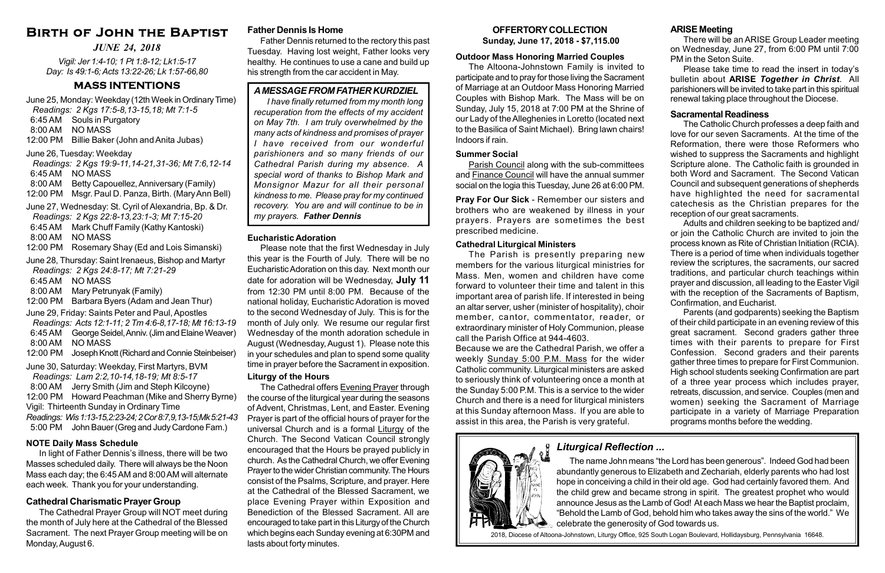# Birth of John the Baptist

*JUNE 24, 2018*

*Vigil: Jer 1:4-10; 1 Pt 1:8-12; Lk1:5-17*
*Day: Is 49:1-6; Acts 13:22-26; Lk 1:57-66,80*

## MASS INTENTIONS

June 25, Monday: Weekday (12th Week in Ordinary Time)
*Readings: 2 Kgs 17:5-8,13-15,18; Mt 7:1-5*
6:45 AM Souls in Purgatory
8:00 AM NO MASS
12:00 PM Billie Baker (John and Anita Jubas)

June 26, Tuesday: Weekday
*Readings: 2 Kgs 19:9-11,14-21,31-36; Mt 7:6,12-14*
6:45 AM NO MASS
8:00 AM Betty Capouellez, Anniversary (Family)
12:00 PM Msgr. Paul D. Panza, Birth. (Mary Ann Bell)

June 27, Wednesday: St. Cyril of Alexandria, Bp. & Dr.
*Readings: 2 Kgs 22:8-13,23:1-3; Mt 7:15-20*
6:45 AM Mark Chuff Family (Kathy Kantoski)
8:00 AM NO MASS
12:00 PM Rosemary Shay (Ed and Lois Simanski)

June 28, Thursday: Saint Irenaeus, Bishop and Martyr
*Readings: 2 Kgs 24:8-17; Mt 7:21-29*
6:45 AM NO MASS
8:00 AM Mary Petrunyak (Family)
12:00 PM Barbara Byers (Adam and Jean Thur)

June 29, Friday: Saints Peter and Paul, Apostles
*Readings: Acts 12:1-11; 2 Tm 4:6-8,17-18; Mt 16:13-19*
6:45 AM George Seidel, Anniv. (Jim and Elaine Weaver)
8:00 AM NO MASS
12:00 PM Joseph Knott (Richard and Connie Steinbeiser)

June 30, Saturday: Weekday, First Martyrs, BVM
*Readings: Lam 2:2,10-14,18-19; Mt 8:5-17*
8:00 AM Jerry Smith (Jim and Steph Kilcoyne)
12:00 PM Howard Peachman (Mike and Sherry Byrne)
Vigil: Thirteenth Sunday in Ordinary Time
*Readings: Wis 1:13-15,2:23-24; 2 Cor 8:7,9,13-15;Mk 5:21-43*
5:00 PM John Bauer (Greg and Judy Cardone Fam.)

### NOTE Daily Mass Schedule

In light of Father Dennis's illness, there will be two Masses scheduled daily. There will always be the Noon Mass each day; the 6:45 AM and 8:00 AM will alternate each week. Thank you for your understanding.

### Cathedral Charismatic Prayer Group

The Cathedral Prayer Group will NOT meet during the month of July here at the Cathedral of the Blessed Sacrament. The next Prayer Group meeting will be on Monday, August 6.

### Father Dennis Is Home

Father Dennis returned to the rectory this past Tuesday. Having lost weight, Father looks very healthy. He continues to use a cane and build up his strength from the car accident in May.

### *A MESSAGE FROM FATHER KURDZIEL*

*I have finally returned from my month long recuperation from the effects of my accident on May 7th. I am truly overwhelmed by the many acts of kindness and promises of prayer I have received from our wonderful parishioners and so many friends of our Cathedral Parish during my absence. A special word of thanks to Bishop Mark and Monsignor Mazur for all their personal kindness to me. Please pray for my continued recovery. You are and will continue to be in my prayers.* ***Father Dennis***

### Eucharistic Adoration

Please note that the first Wednesday in July this year is the Fourth of July. There will be no Eucharistic Adoration on this day. Next month our date for adoration will be Wednesday, **July 11** from 12:30 PM until 8:00 PM. Because of the national holiday, Eucharistic Adoration is moved to the second Wednesday of July. This is for the month of July only. We resume our regular first Wednesday of the month adoration schedule in August (Wednesday, August 1). Please note this in your schedules and plan to spend some quality time in prayer before the Sacrament in exposition.

### Liturgy of the Hours

The Cathedral offers Evening Prayer through the course of the liturgical year during the seasons of Advent, Christmas, Lent, and Easter. Evening Prayer is part of the official hours of prayer for the universal Church and is a formal Liturgy of the Church. The Second Vatican Council strongly encouraged that the Hours be prayed publicly in church. As the Cathedral Church, we offer Evening Prayer to the wider Christian community. The Hours consist of the Psalms, Scripture, and prayer. Here at the Cathedral of the Blessed Sacrament, we place Evening Prayer within Exposition and Benediction of the Blessed Sacrament. All are encouraged to take part in this Liturgy of the Church which begins each Sunday evening at 6:30PM and lasts about forty minutes.

**OFFERTORY COLLECTION**
**Sunday, June 17, 2018 - $7,115.00**

### Outdoor Mass Honoring Married Couples

The Altoona-Johnstown Family is invited to participate and to pray for those living the Sacrament of Marriage at an Outdoor Mass Honoring Married Couples with Bishop Mark. The Mass will be on Sunday, July 15, 2018 at 7:00 PM at the Shrine of our Lady of the Alleghenies in Loretto (located next to the Basilica of Saint Michael). Bring lawn chairs! Indoors if rain.

### Summer Social

Parish Council along with the sub-committees and Finance Council will have the annual summer social on the logia this Tuesday, June 26 at 6:00 PM.

**Pray For Our Sick** - Remember our sisters and brothers who are weakened by illness in your prayers. Prayers are sometimes the best prescribed medicine.

### Cathedral Liturgical Ministers

The Parish is presently preparing new members for the various liturgical ministries for Mass. Men, women and children have come forward to volunteer their time and talent in this important area of parish life. If interested in being an altar server, usher (minister of hospitality), choir member, cantor, commentator, reader, or extraordinary minister of Holy Communion, please call the Parish Office at 944-4603.
Because we are the Cathedral Parish, we offer a weekly Sunday 5:00 P.M. Mass for the wider Catholic community. Liturgical ministers are asked to seriously think of volunteering once a month at the Sunday 5:00 P.M. This is a service to the wider Church and there is a need for liturgical ministers at this Sunday afternoon Mass. If you are able to assist in this area, the Parish is very grateful.

### ARISE Meeting

There will be an ARISE Group Leader meeting on Wednesday, June 27, from 6:00 PM until 7:00 PM in the Seton Suite.

Please take time to read the insert in today's bulletin about **ARISE *Together in Christ***. All parishioners will be invited to take part in this spiritual renewal taking place throughout the Diocese.

### Sacramental Readiness

The Catholic Church professes a deep faith and love for our seven Sacraments. At the time of the Reformation, there were those Reformers who wished to suppress the Sacraments and highlight Scripture alone. The Catholic faith is grounded in both Word and Sacrament. The Second Vatican Council and subsequent generations of shepherds have highlighted the need for sacramental catechesis as the Christian prepares for the reception of our great sacraments.

Adults and children seeking to be baptized and/or join the Catholic Church are invited to join the process known as Rite of Christian Initiation (RCIA). There is a period of time when individuals together review the scriptures, the sacraments, our sacred traditions, and particular church teachings within prayer and discussion, all leading to the Easter Vigil with the reception of the Sacraments of Baptism, Confirmation, and Eucharist.

Parents (and godparents) seeking the Baptism of their child participate in an evening review of this great sacrament. Second graders gather three times with their parents to prepare for First Confession. Second graders and their parents gather three times to prepare for First Communion. High school students seeking Confirmation are part of a three year process which includes prayer, retreats, discussion, and service. Couples (men and women) seeking the Sacrament of Marriage participate in a variety of Marriage Preparation programs months before the wedding.

### *Liturgical Reflection ...*

The name John means "the Lord has been generous". Indeed God had been abundantly generous to Elizabeth and Zechariah, elderly parents who had lost hope in conceiving a child in their old age. God had certainly favored them. And the child grew and became strong in spirit. The greatest prophet who would announce Jesus as the Lamb of God! At each Mass we hear the Baptist proclaim, "Behold the Lamb of God, behold him who takes away the sins of the world." We celebrate the generosity of God towards us.

2018, Diocese of Altoona-Johnstown, Liturgy Office, 925 South Logan Boulevard, Hollidaysburg, Pennsylvania 16648.